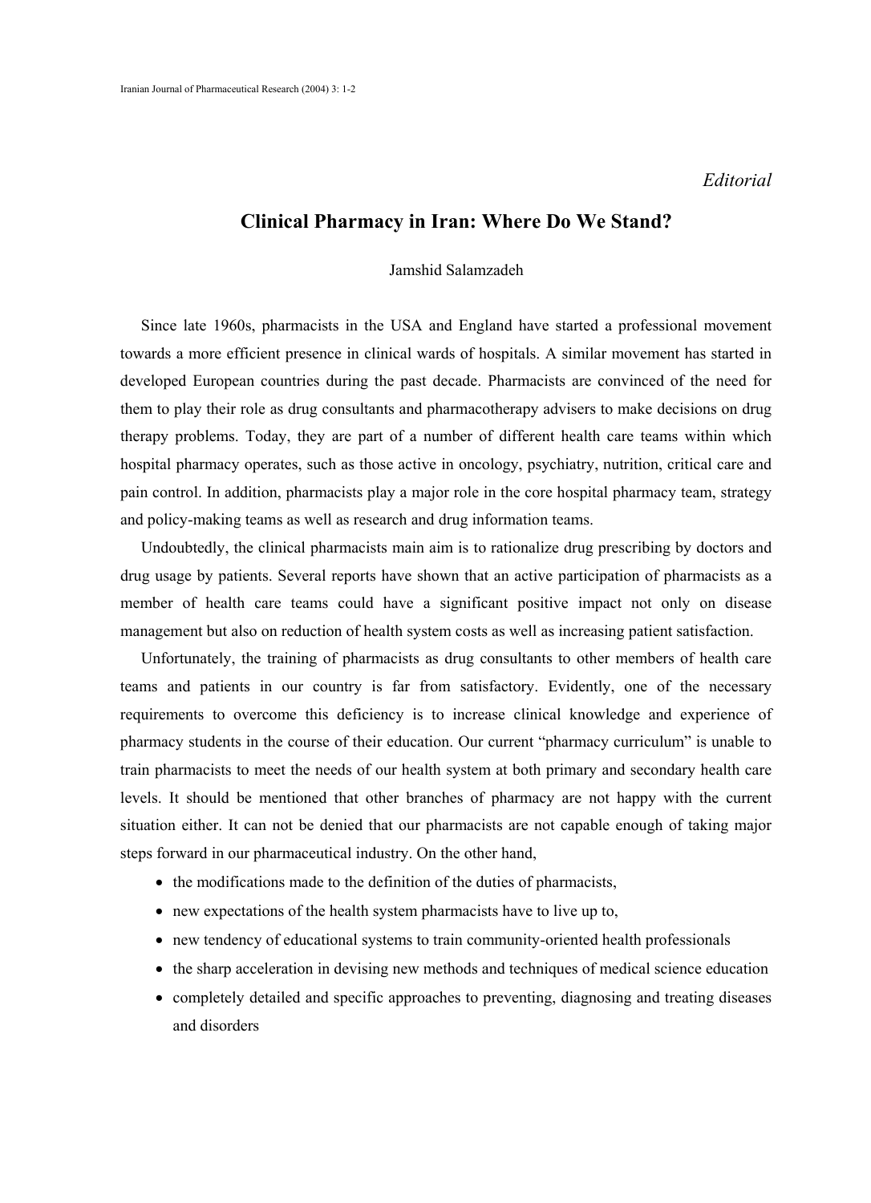*Editorial*

# Clinical Pharmacy in Iran: Where Do We Stand?

Jamshid Salamzadeh

Since late 1960s, pharmacists in the USA and England have started a professional movement towards a more efficient presence in clinical wards of hospitals. A similar movement has started in developed European countries during the past decade. Pharmacists are convinced of the need for them to play their role as drug consultants and pharmacotherapy advisers to make decisions on drug therapy problems. Today, they are part of a number of different health care teams within which hospital pharmacy operates, such as those active in oncology, psychiatry, nutrition, critical care and pain control. In addition, pharmacists play a major role in the core hospital pharmacy team, strategy and policy-making teams as well as research and drug information teams.

Undoubtedly, the clinical pharmacists main aim is to rationalize drug prescribing by doctors and drug usage by patients. Several reports have shown that an active participation of pharmacists as a member of health care teams could have a significant positive impact not only on disease management but also on reduction of health system costs as well as increasing patient satisfaction.

Unfortunately, the training of pharmacists as drug consultants to other members of health care teams and patients in our country is far from satisfactory. Evidently, one of the necessary requirements to overcome this deficiency is to increase clinical knowledge and experience of pharmacy students in the course of their education. Our current "pharmacy curriculum" is unable to train pharmacists to meet the needs of our health system at both primary and secondary health care levels. It should be mentioned that other branches of pharmacy are not happy with the current situation either. It can not be denied that our pharmacists are not capable enough of taking major steps forward in our pharmaceutical industry. On the other hand,

- the modifications made to the definition of the duties of pharmacists,
- new expectations of the health system pharmacists have to live up to,
- new tendency of educational systems to train community-oriented health professionals
- the sharp acceleration in devising new methods and techniques of medical science education
- completely detailed and specific approaches to preventing, diagnosing and treating diseases and disorders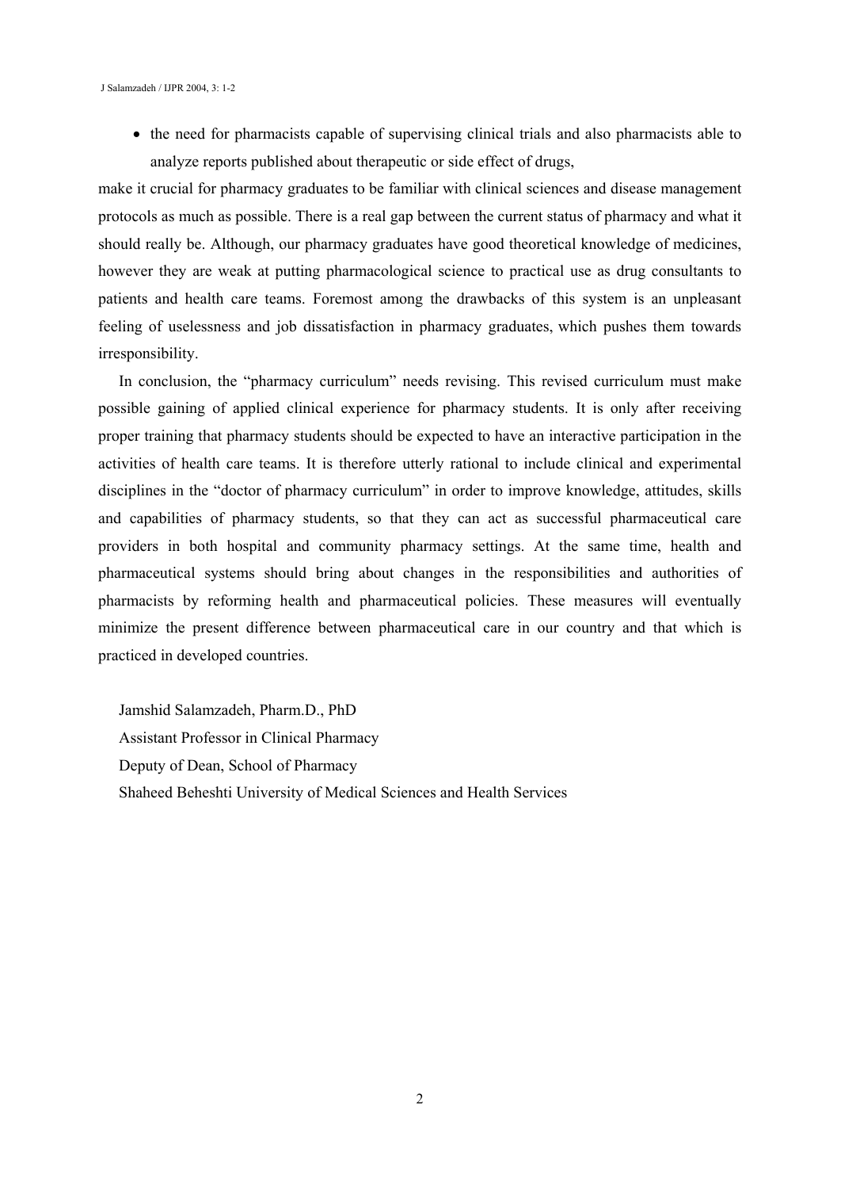- the need for pharmacists capable of supervising clinical trials and also pharmacists able to analyze reports published about therapeutic or side effect of drugs,

make it crucial for pharmacy graduates to be familiar with clinical sciences and disease management protocols as much as possible. There is a real gap between the current status of pharmacy and what it should really be. Although, our pharmacy graduates have good theoretical knowledge of medicines, however they are weak at putting pharmacological science to practical use as drug consultants to patients and health care teams. Foremost among the drawbacks of this system is an unpleasant feeling of uselessness and job dissatisfaction in pharmacy graduates, which pushes them towards irresponsibility.

In conclusion, the "pharmacy curriculum" needs revising. This revised curriculum must make possible gaining of applied clinical experience for pharmacy students. It is only after receiving proper training that pharmacy students should be expected to have an interactive participation in the activities of health care teams. It is therefore utterly rational to include clinical and experimental disciplines in the "doctor of pharmacy curriculum" in order to improve knowledge, attitudes, skills and capabilities of pharmacy students, so that they can act as successful pharmaceutical care providers in both hospital and community pharmacy settings. At the same time, health and pharmaceutical systems should bring about changes in the responsibilities and authorities of pharmacists by reforming health and pharmaceutical policies. These measures will eventually minimize the present difference between pharmaceutical care in our country and that which is practiced in developed countries.

Jamshid Salamzadeh, Pharm.D., PhD
Assistant Professor in Clinical Pharmacy
Deputy of Dean, School of Pharmacy
Shaheed Beheshti University of Medical Sciences and Health Services